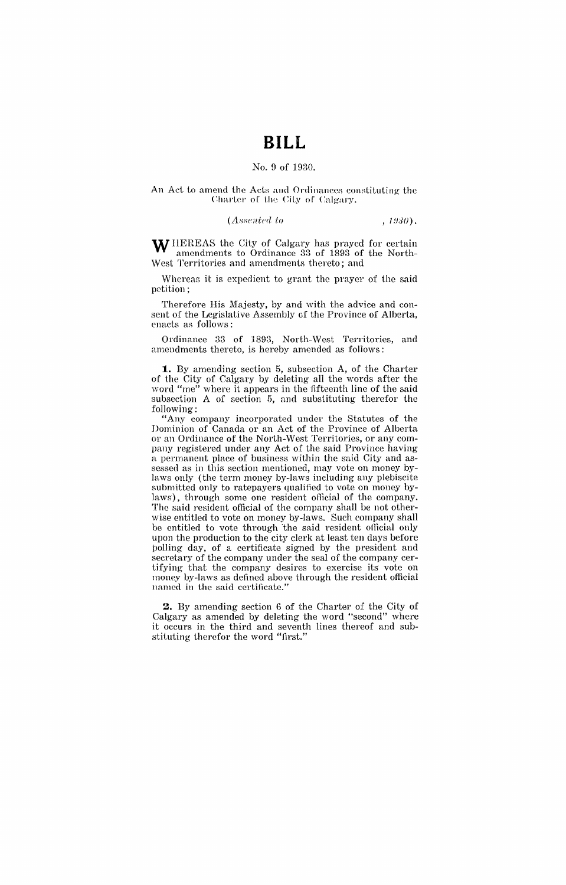# BILL

No. 9 of 1930.

An Act to amend the Acts and Ordinances constituting the Charter of the City of Calgary.

*(Assented to , 1930).*

WHEREAS the City of Calgary has prayed for certain amendments to Ordinance 33 of 1893 of the North-West Territories and amendments thereto; and

Whereas it is expedient to grant the prayer of the said petition;

Therefore His Majesty, by and with the advice and consent of the Legislative Assembly of the Province of Alberta, enacts as follows:

Ordinance 33 of 1893, North-West Territories, and amendments thereto, is hereby amended as follows:

**1.** By amending section 5, subsection A, of the Charter of the City of Calgary by deleting all the words after the word "me" where it appears in the fifteenth line of the said subsection A of section 5, and substituting therefor the following:

"Any company incorporated under the Statutes of the Dominion of Canada or an Act of the Province of Alberta or an Ordinance of the North-West Territories, or any company registered under any Act of the said Province having a permanent place of business within the said City and assessed as in this section mentioned, may vote on money by-laws only (the term money by-laws including any plebiscite submitted only to ratepayers qualified to vote on money by-laws), through some one resident official of the company. The said resident official of the company shall be not otherwise entitled to vote on money by-laws. Such company shall be entitled to vote through the said resident official only upon the production to the city clerk at least ten days before polling day, of a certificate signed by the president and secretary of the company under the seal of the company certifying that the company desires to exercise its vote on money by-laws as defined above through the resident official named in the said certificate."

**2.** By amending section 6 of the Charter of the City of Calgary as amended by deleting the word "second" where it occurs in the third and seventh lines thereof and substituting therefor the word "first."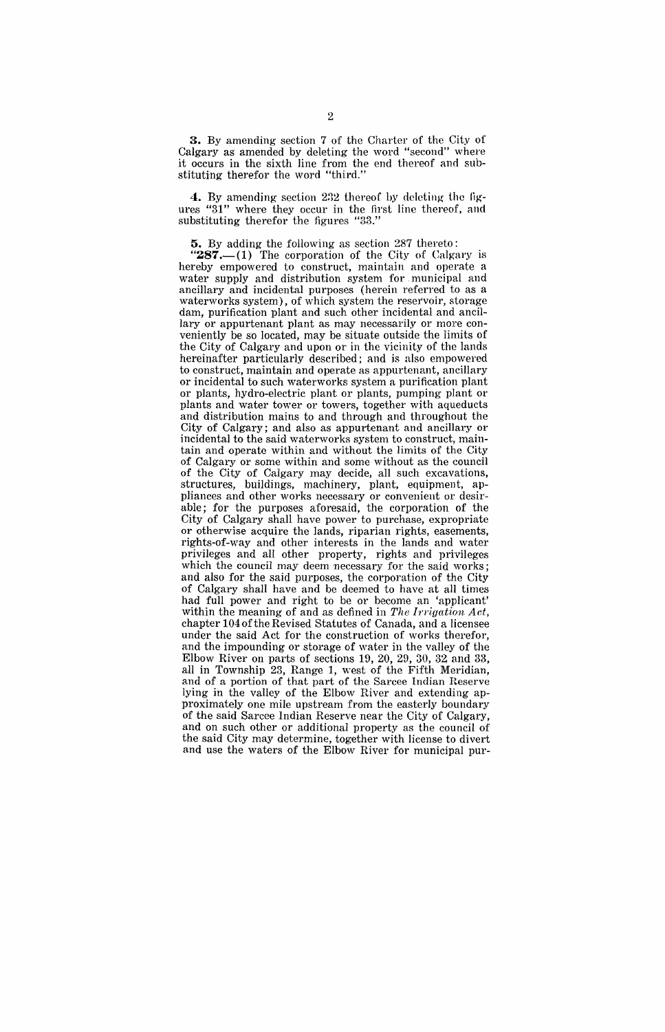**3.** By amending section 7 of the Charter of the City of Calgary as amended by deleting the word "second" where it occurs in the sixth line from the end thereof and substituting therefor the word "third."

**4.** By amending section 232 thereof by deleting the figures "31" where they occur in the first line thereof, and substituting therefor the figures "33."

**5.** By adding the following as section 287 thereto:

"**287.**—(1) The corporation of the City of Calgary is hereby empowered to construct, maintain and operate a water supply and distribution system for municipal and ancillary and incidental purposes (herein referred to as a waterworks system), of which system the reservoir, storage dam, purification plant and such other incidental and ancillary or appurtenant plant as may necessarily or more conveniently be so located, may be situate outside the limits of the City of Calgary and upon or in the vicinity of the lands hereinafter particularly described; and is also empowered to construct, maintain and operate as appurtenant, ancillary or incidental to such waterworks system a purification plant or plants, hydro-electric plant or plants, pumping plant or plants and water tower or towers, together with aqueducts and distribution mains to and through and throughout the City of Calgary; and also as appurtenant and ancillary or incidental to the said waterworks system to construct, maintain and operate within and without the limits of the City of Calgary or some within and some without as the council of the City of Calgary may decide, all such excavations, structures, buildings, machinery, plant, equipment, appliances and other works necessary or convenient or desirable; for the purposes aforesaid, the corporation of the City of Calgary shall have power to purchase, expropriate or otherwise acquire the lands, riparian rights, easements, rights-of-way and other interests in the lands and water privileges and all other property, rights and privileges which the council may deem necessary for the said works; and also for the said purposes, the corporation of the City of Calgary shall have and be deemed to have at all times had full power and right to be or become an 'applicant' within the meaning of and as defined in *The Irrigation Act*, chapter 104 of the Revised Statutes of Canada, and a licensee under the said Act for the construction of works therefor, and the impounding or storage of water in the valley of the Elbow River on parts of sections 19, 20, 29, 30, 32 and 33, all in Township 23, Range 1, west of the Fifth Meridian, and of a portion of that part of the Sarcee Indian Reserve lying in the valley of the Elbow River and extending approximately one mile upstream from the easterly boundary of the said Sarcee Indian Reserve near the City of Calgary, and on such other or additional property as the council of the said City may determine, together with license to divert and use the waters of the Elbow River for municipal pur-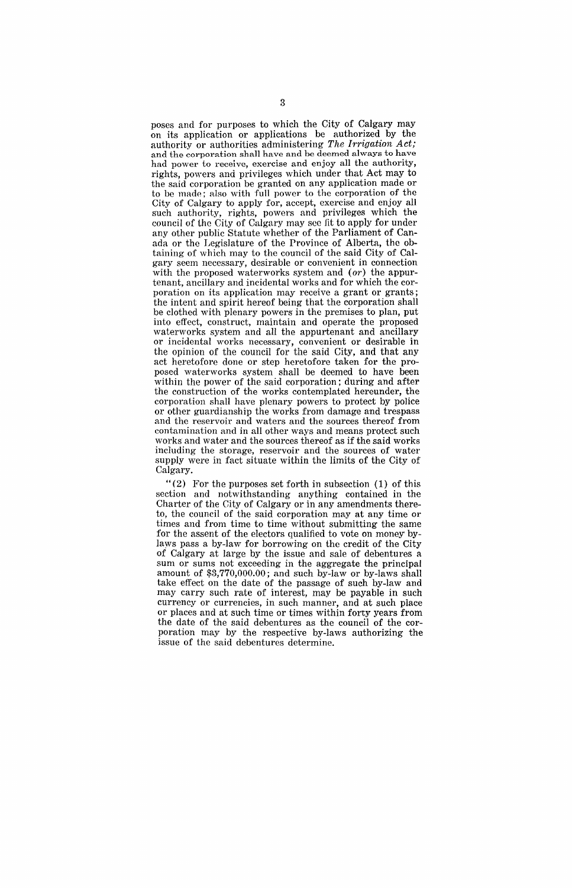poses and for purposes to which the City of Calgary may on its application or applications be authorized by the authority or authorities administering *The Irrigation Act;* and the corporation shall have and be deemed always to have had power to receive, exercise and enjoy all the authority, rights, powers and privileges which under that Act may to the said corporation be granted on any application made or to be made; also with full power to the corporation of the City of Calgary to apply for, accept, exercise and enjoy all such authority, rights, powers and privileges which the council of the City of Calgary may see fit to apply for under any other public Statute whether of the Parliament of Canada or the Legislature of the Province of Alberta, the obtaining of which may to the council of the said City of Calgary seem necessary, desirable or convenient in connection with the proposed waterworks system and (*or*) the appurtenant, ancillary and incidental works and for which the corporation on its application may receive a grant or grants; the intent and spirit hereof being that the corporation shall be clothed with plenary powers in the premises to plan, put into effect, construct, maintain and operate the proposed waterworks system and all the appurtenant and ancillary or incidental works necessary, convenient or desirable in the opinion of the council for the said City, and that any act heretofore done or step heretofore taken for the proposed waterworks system shall be deemed to have been within the power of the said corporation; during and after the construction of the works contemplated hereunder, the corporation shall have plenary powers to protect by police or other guardianship the works from damage and trespass and the reservoir and waters and the sources thereof from contamination and in all other ways and means protect such works and water and the sources thereof as if the said works including the storage, reservoir and the sources of water supply were in fact situate within the limits of the City of Calgary.

"(2) For the purposes set forth in subsection (1) of this section and notwithstanding anything contained in the Charter of the City of Calgary or in any amendments thereto, the council of the said corporation may at any time or times and from time to time without submitting the same for the assent of the electors qualified to vote on money by-laws pass a by-law for borrowing on the credit of the City of Calgary at large by the issue and sale of debentures a sum or sums not exceeding in the aggregate the principal amount of $3,770,000.00; and such by-law or by-laws shall take effect on the date of the passage of such by-law and may carry such rate of interest, may be payable in such currency or currencies, in such manner, and at such place or places and at such time or times within forty years from the date of the said debentures as the council of the corporation may by the respective by-laws authorizing the issue of the said debentures determine.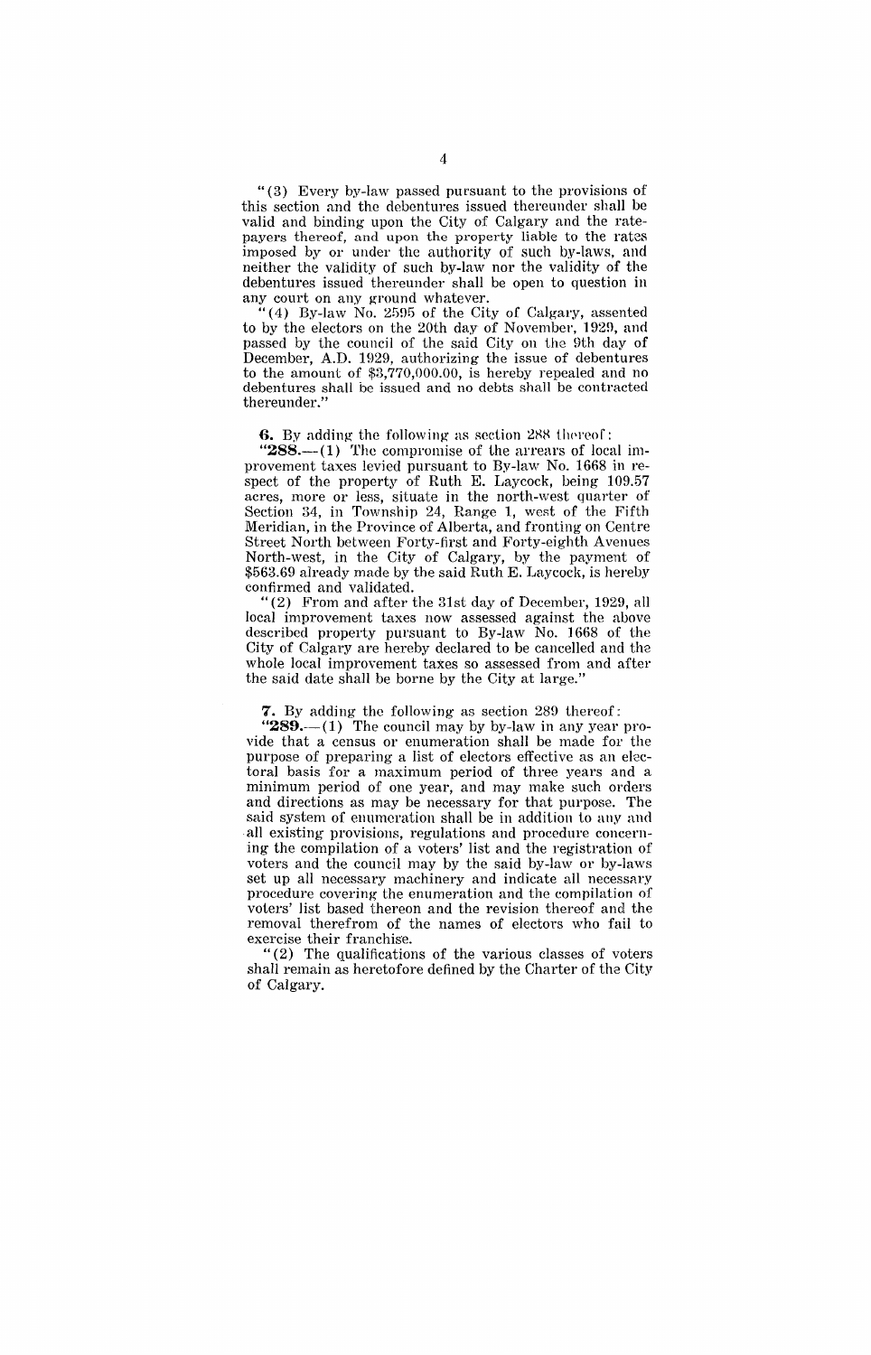"(3) Every by-law passed pursuant to the provisions of this section and the debentures issued thereunder shall be valid and binding upon the City of Calgary and the ratepayers thereof, and upon the property liable to the rates imposed by or under the authority of such by-laws, and neither the validity of such by-law nor the validity of the debentures issued thereunder shall be open to question in any court on any ground whatever.

"(4) By-law No. 2595 of the City of Calgary, assented to by the electors on the 20th day of November, 1929, and passed by the council of the said City on the 9th day of December, A.D. 1929, authorizing the issue of debentures to the amount of $3,770,000.00, is hereby repealed and no debentures shall be issued and no debts shall be contracted thereunder."

**6.** By adding the following as section 288 thereof:

**"288.**—(1) The compromise of the arrears of local improvement taxes levied pursuant to By-law No. 1668 in respect of the property of Ruth E. Laycock, being 109.57 acres, more or less, situate in the north-west quarter of Section 34, in Township 24, Range 1, west of the Fifth Meridian, in the Province of Alberta, and fronting on Centre Street North between Forty-first and Forty-eighth Avenues North-west, in the City of Calgary, by the payment of $563.69 already made by the said Ruth E. Laycock, is hereby confirmed and validated.

"(2) From and after the 31st day of December, 1929, all local improvement taxes now assessed against the above described property pursuant to By-law No. 1668 of the City of Calgary are hereby declared to be cancelled and the whole local improvement taxes so assessed from and after the said date shall be borne by the City at large."

**7.** By adding the following as section 289 thereof:

**"289.**—(1) The council may by by-law in any year provide that a census or enumeration shall be made for the purpose of preparing a list of electors effective as an electoral basis for a maximum period of three years and a minimum period of one year, and may make such orders and directions as may be necessary for that purpose. The said system of enumeration shall be in addition to any and all existing provisions, regulations and procedure concerning the compilation of a voters' list and the registration of voters and the council may by the said by-law or by-laws set up all necessary machinery and indicate all necessary procedure covering the enumeration and the compilation of voters' list based thereon and the revision thereof and the removal therefrom of the names of electors who fail to exercise their franchise.

"(2) The qualifications of the various classes of voters shall remain as heretofore defined by the Charter of the City of Calgary.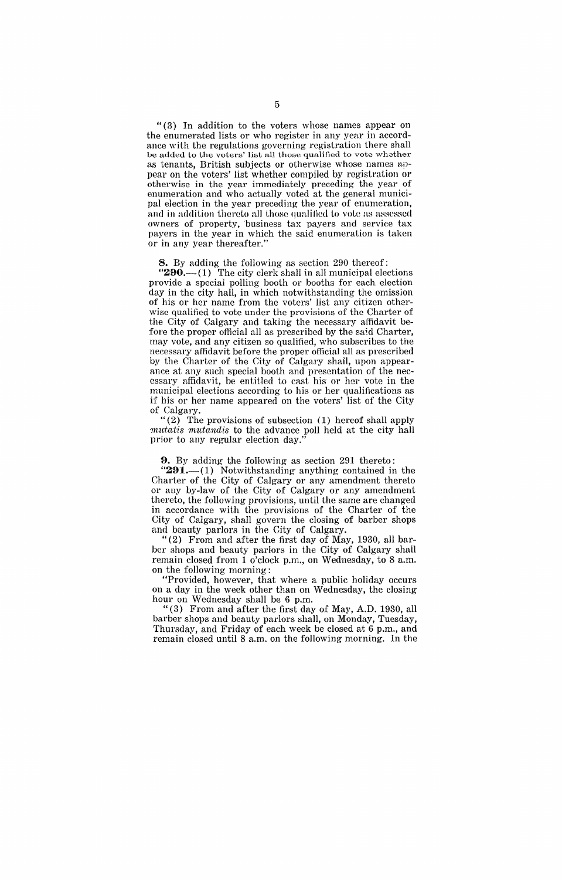"(3) In addition to the voters whose names appear on the enumerated lists or who register in any year in accordance with the regulations governing registration there shall be added to the voters' list all those qualified to vote whether as tenants, British subjects or otherwise whose names appear on the voters' list whether compiled by registration or otherwise in the year immediately preceding the year of enumeration and who actually voted at the general municipal election in the year preceding the year of enumeration, and in addition thereto all those qualified to vote as assessed owners of property, business tax payers and service tax payers in the year in which the said enumeration is taken or in any year thereafter."

**8.** By adding the following as section 290 thereof:

"**290.**—(1) The city clerk shall in all municipal elections provide a special polling booth or booths for each election day in the city hall, in which notwithstanding the omission of his or her name from the voters' list any citizen otherwise qualified to vote under the provisions of the Charter of the City of Calgary and taking the necessary affidavit before the proper official all as prescribed by the said Charter, may vote, and any citizen so qualified, who subscribes to the necessary affidavit before the proper official all as prescribed by the Charter of the City of Calgary shall, upon appearance at any such special booth and presentation of the necessary affidavit, be entitled to cast his or her vote in the municipal elections according to his or her qualifications as if his or her name appeared on the voters' list of the City of Calgary.

"(2) The provisions of subsection (1) hereof shall apply *mutatis mutandis* to the advance poll held at the city hall prior to any regular election day."

**9.** By adding the following as section 291 thereto:

"**291.**—(1) Notwithstanding anything contained in the Charter of the City of Calgary or any amendment thereto or any by-law of the City of Calgary or any amendment thereto, the following provisions, until the same are changed in accordance with the provisions of the Charter of the City of Calgary, shall govern the closing of barber shops and beauty parlors in the City of Calgary.

"(2) From and after the first day of May, 1930, all barber shops and beauty parlors in the City of Calgary shall remain closed from 1 o'clock p.m., on Wednesday, to 8 a.m. on the following morning:

"Provided, however, that where a public holiday occurs on a day in the week other than on Wednesday, the closing hour on Wednesday shall be 6 p.m.

"(3) From and after the first day of May, A.D. 1930, all barber shops and beauty parlors shall, on Monday, Tuesday, Thursday, and Friday of each week be closed at 6 p.m., and remain closed until 8 a.m. on the following morning. In the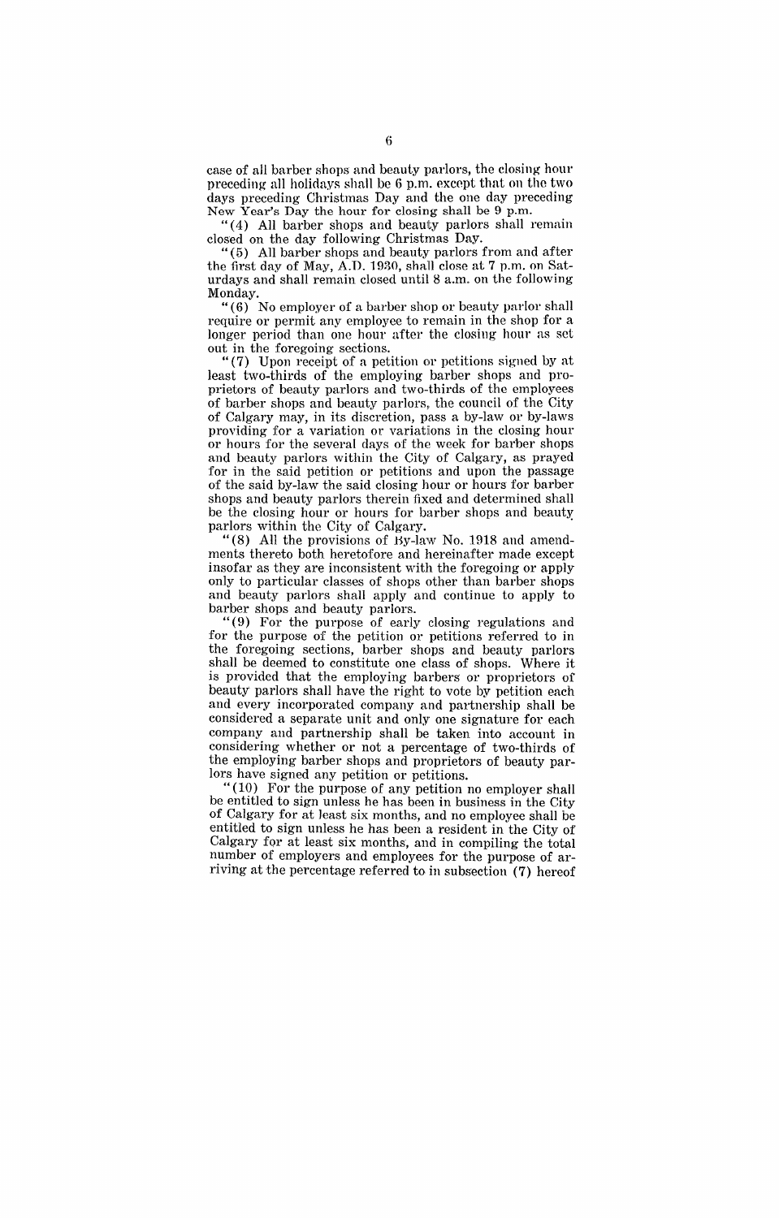case of all barber shops and beauty parlors, the closing hour preceding all holidays shall be 6 p.m. except that on the two days preceding Christmas Day and the one day preceding New Year's Day the hour for closing shall be 9 p.m.

"(4) All barber shops and beauty parlors shall remain closed on the day following Christmas Day.

"(5) All barber shops and beauty parlors from and after the first day of May, A.D. 1930, shall close at 7 p.m. on Saturdays and shall remain closed until 8 a.m. on the following Monday.

"(6) No employer of a barber shop or beauty parlor shall require or permit any employee to remain in the shop for a longer period than one hour after the closing hour as set out in the foregoing sections.

"(7) Upon receipt of a petition or petitions signed by at least two-thirds of the employing barber shops and proprietors of beauty parlors and two-thirds of the employees of barber shops and beauty parlors, the council of the City of Calgary may, in its discretion, pass a by-law or by-laws providing for a variation or variations in the closing hour or hours for the several days of the week for barber shops and beauty parlors within the City of Calgary, as prayed for in the said petition or petitions and upon the passage of the said by-law the said closing hour or hours for barber shops and beauty parlors therein fixed and determined shall be the closing hour or hours for barber shops and beauty parlors within the City of Calgary.

"(8) All the provisions of By-law No. 1918 and amendments thereto both heretofore and hereinafter made except insofar as they are inconsistent with the foregoing or apply only to particular classes of shops other than barber shops and beauty parlors shall apply and continue to apply to barber shops and beauty parlors.

"(9) For the purpose of early closing regulations and for the purpose of the petition or petitions referred to in the foregoing sections, barber shops and beauty parlors shall be deemed to constitute one class of shops. Where it is provided that the employing barbers or proprietors of beauty parlors shall have the right to vote by petition each and every incorporated company and partnership shall be considered a separate unit and only one signature for each company and partnership shall be taken into account in considering whether or not a percentage of two-thirds of the employing barber shops and proprietors of beauty parlors have signed any petition or petitions.

"(10) For the purpose of any petition no employer shall be entitled to sign unless he has been in business in the City of Calgary for at least six months, and no employee shall be entitled to sign unless he has been a resident in the City of Calgary for at least six months, and in compiling the total number of employers and employees for the purpose of arriving at the percentage referred to in subsection (7) hereof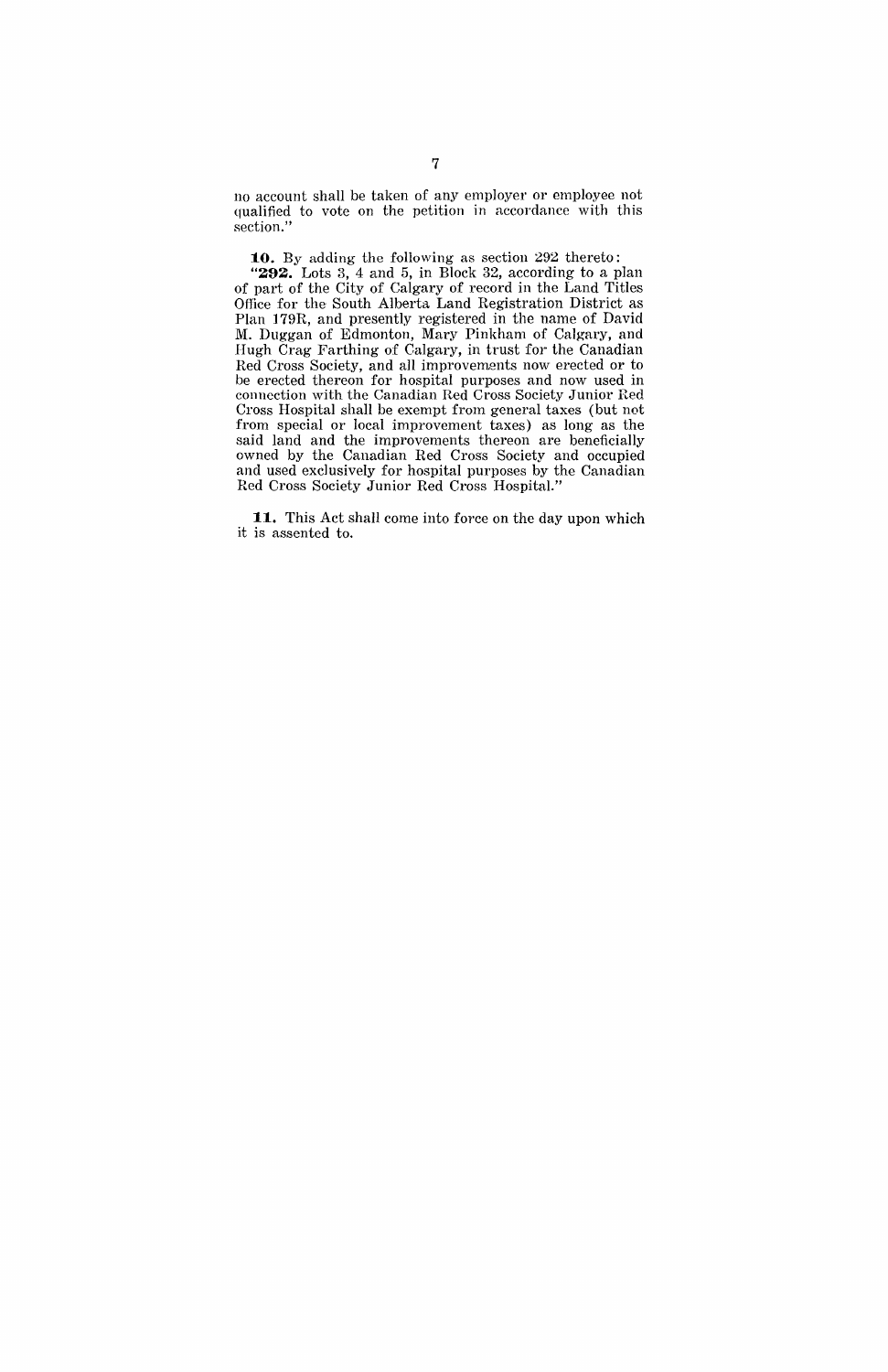no account shall be taken of any employer or employee not qualified to vote on the petition in accordance with this section."

**10.** By adding the following as section 292 thereto:

"**292.** Lots 3, 4 and 5, in Block 32, according to a plan of part of the City of Calgary of record in the Land Titles Office for the South Alberta Land Registration District as Plan 179R, and presently registered in the name of David M. Duggan of Edmonton, Mary Pinkham of Calgary, and Hugh Crag Farthing of Calgary, in trust for the Canadian Red Cross Society, and all improvements now erected or to be erected thereon for hospital purposes and now used in connection with the Canadian Red Cross Society Junior Red Cross Hospital shall be exempt from general taxes (but not from special or local improvement taxes) as long as the said land and the improvements thereon are beneficially owned by the Canadian Red Cross Society and occupied and used exclusively for hospital purposes by the Canadian Red Cross Society Junior Red Cross Hospital."

**11.** This Act shall come into force on the day upon which it is assented to.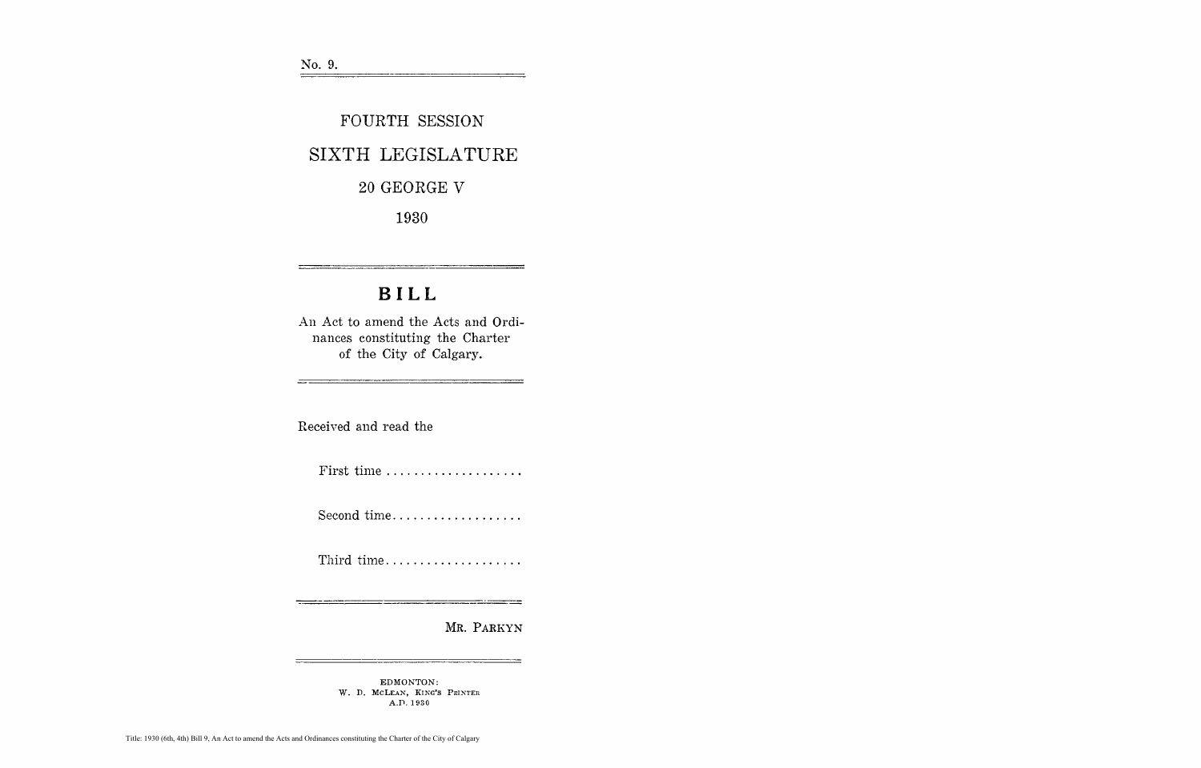No. 9.

FOURTH SESSION

SIXTH LEGISLATURE

20 GEORGE V

1930

# BILL

An Act to amend the Acts and Ordinances constituting the Charter of the City of Calgary.

Received and read the

First time ....................

Second time...................

Third time....................

MR. PARKYN

EDMONTON:
W. D. McLEAN, KING'S PRINTER
A.D. 1930

Title: 1930 (6th, 4th) Bill 9, An Act to amend the Acts and Ordinances constituting the Charter of the City of Calgary